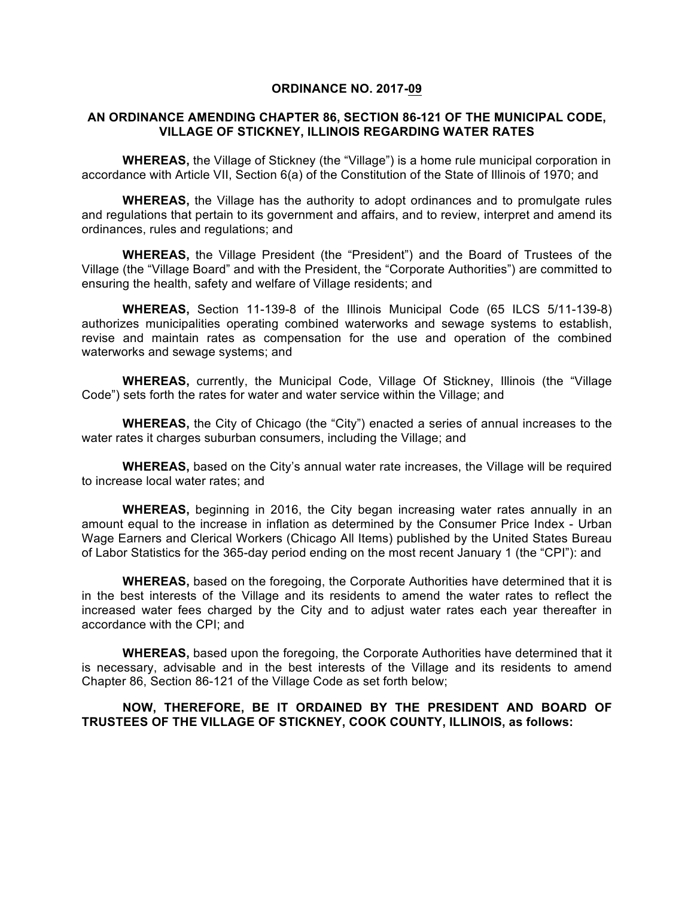# ORDINANCE NO. 2017-09

## AN ORDINANCE AMENDING CHAPTER 86, SECTION 86-121 OF THE MUNICIPAL CODE, VILLAGE OF STICKNEY, ILLINOIS REGARDING WATER RATES

**WHEREAS,** the Village of Stickney (the "Village") is a home rule municipal corporation in accordance with Article VII, Section 6(a) of the Constitution of the State of Illinois of 1970; and

**WHEREAS,** the Village has the authority to adopt ordinances and to promulgate rules and regulations that pertain to its government and affairs, and to review, interpret and amend its ordinances, rules and regulations; and

**WHEREAS,** the Village President (the "President") and the Board of Trustees of the Village (the "Village Board" and with the President, the "Corporate Authorities") are committed to ensuring the health, safety and welfare of Village residents; and

**WHEREAS,** Section 11-139-8 of the Illinois Municipal Code (65 ILCS 5/11-139-8) authorizes municipalities operating combined waterworks and sewage systems to establish, revise and maintain rates as compensation for the use and operation of the combined waterworks and sewage systems; and

**WHEREAS,** currently, the Municipal Code, Village Of Stickney, Illinois (the "Village Code") sets forth the rates for water and water service within the Village; and

**WHEREAS,** the City of Chicago (the "City") enacted a series of annual increases to the water rates it charges suburban consumers, including the Village; and

**WHEREAS,** based on the City's annual water rate increases, the Village will be required to increase local water rates; and

**WHEREAS,** beginning in 2016, the City began increasing water rates annually in an amount equal to the increase in inflation as determined by the Consumer Price Index - Urban Wage Earners and Clerical Workers (Chicago All Items) published by the United States Bureau of Labor Statistics for the 365-day period ending on the most recent January 1 (the "CPI"): and

**WHEREAS,** based on the foregoing, the Corporate Authorities have determined that it is in the best interests of the Village and its residents to amend the water rates to reflect the increased water fees charged by the City and to adjust water rates each year thereafter in accordance with the CPI; and

**WHEREAS,** based upon the foregoing, the Corporate Authorities have determined that it is necessary, advisable and in the best interests of the Village and its residents to amend Chapter 86, Section 86-121 of the Village Code as set forth below;

**NOW, THEREFORE, BE IT ORDAINED BY THE PRESIDENT AND BOARD OF TRUSTEES OF THE VILLAGE OF STICKNEY, COOK COUNTY, ILLINOIS, as follows:**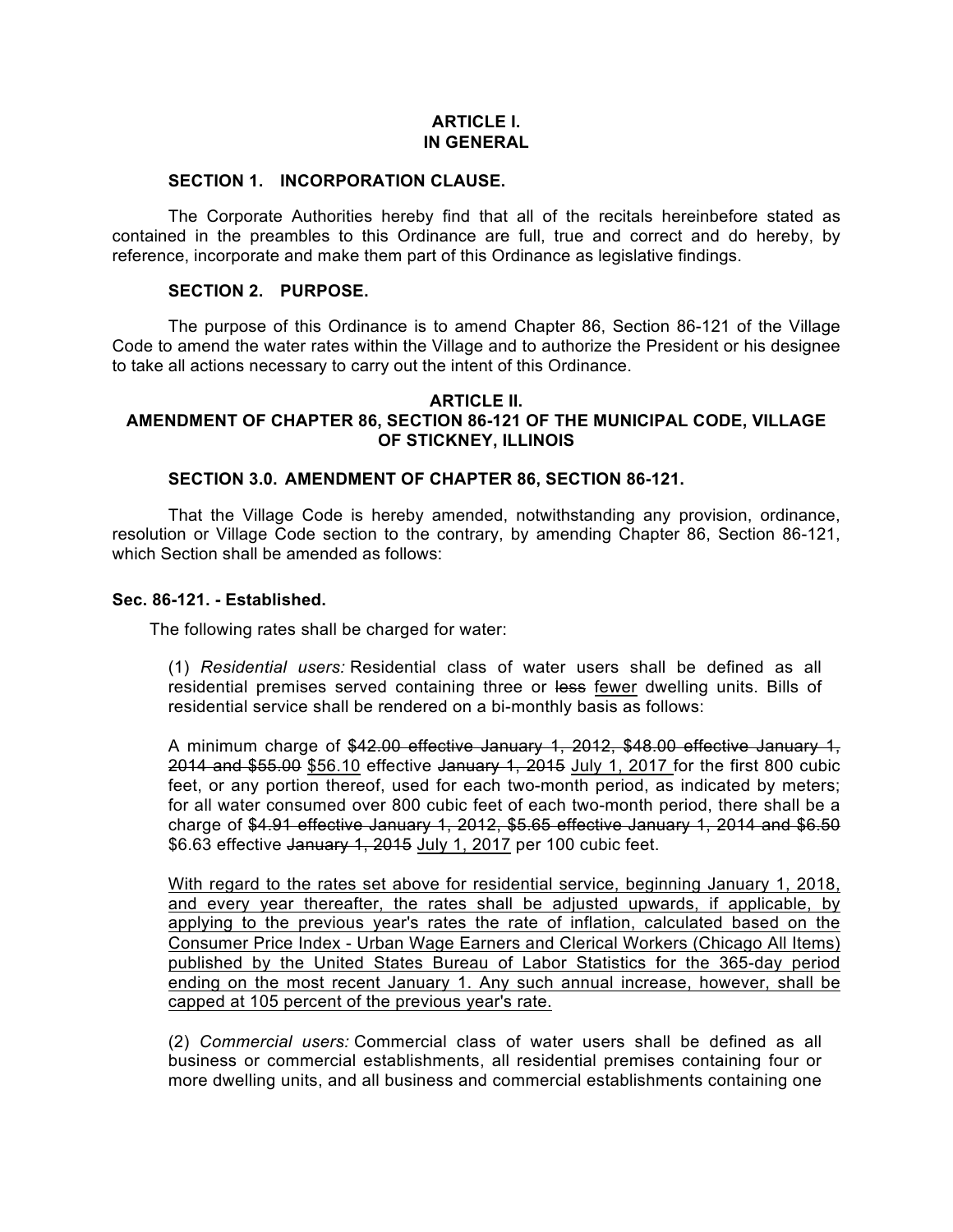## ARTICLE I.
## IN GENERAL

### SECTION 1. INCORPORATION CLAUSE.

The Corporate Authorities hereby find that all of the recitals hereinbefore stated as contained in the preambles to this Ordinance are full, true and correct and do hereby, by reference, incorporate and make them part of this Ordinance as legislative findings.

### SECTION 2. PURPOSE.

The purpose of this Ordinance is to amend Chapter 86, Section 86-121 of the Village Code to amend the water rates within the Village and to authorize the President or his designee to take all actions necessary to carry out the intent of this Ordinance.

## ARTICLE II.
## AMENDMENT OF CHAPTER 86, SECTION 86-121 OF THE MUNICIPAL CODE, VILLAGE OF STICKNEY, ILLINOIS

### SECTION 3.0. AMENDMENT OF CHAPTER 86, SECTION 86-121.

That the Village Code is hereby amended, notwithstanding any provision, ordinance, resolution or Village Code section to the contrary, by amending Chapter 86, Section 86-121, which Section shall be amended as follows:

**Sec. 86-121. - Established.**

The following rates shall be charged for water:

(1) *Residential users:* Residential class of water users shall be defined as all residential premises served containing three or ~~less~~ <u>fewer</u> dwelling units. Bills of residential service shall be rendered on a bi-monthly basis as follows:

A minimum charge of ~~$42.00 effective January 1, 2012, $48.00 effective January 1, 2014 and $55.00~~ <u>$56.10</u> effective ~~January 1, 2015~~ <u>July 1, 2017</u> for the first 800 cubic feet, or any portion thereof, used for each two-month period, as indicated by meters; for all water consumed over 800 cubic feet of each two-month period, there shall be a charge of ~~$4.91 effective January 1, 2012, $5.65 effective January 1, 2014 and $6.50~~ $6.63 effective ~~January 1, 2015~~ <u>July 1, 2017</u> per 100 cubic feet.

<u>With regard to the rates set above for residential service, beginning January 1, 2018, and every year thereafter, the rates shall be adjusted upwards, if applicable, by applying to the previous year's rates the rate of inflation, calculated based on the Consumer Price Index - Urban Wage Earners and Clerical Workers (Chicago All Items) published by the United States Bureau of Labor Statistics for the 365-day period ending on the most recent January 1. Any such annual increase, however, shall be capped at 105 percent of the previous year's rate.</u>

(2) *Commercial users:* Commercial class of water users shall be defined as all business or commercial establishments, all residential premises containing four or more dwelling units, and all business and commercial establishments containing one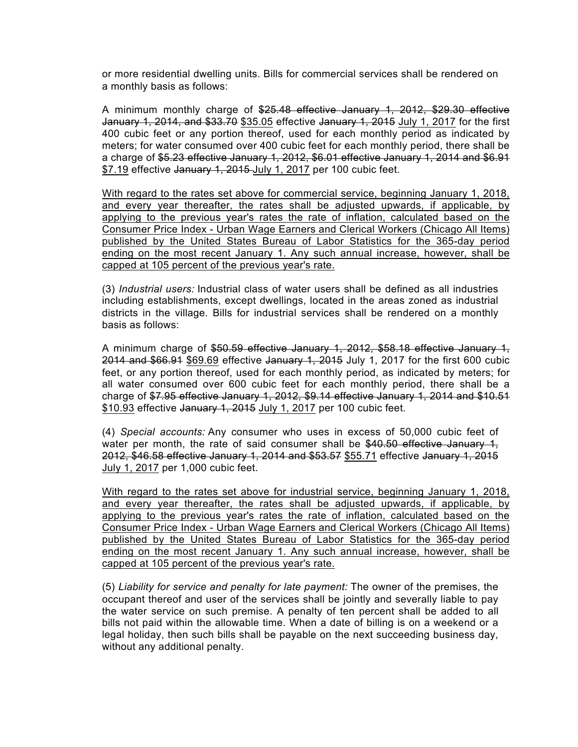or more residential dwelling units. Bills for commercial services shall be rendered on a monthly basis as follows:

A minimum monthly charge of ~~$25.48 effective January 1, 2012, $29.30 effective January 1, 2014, and $33.70~~ <u>$35.05</u> effective ~~January 1, 2015~~ <u>July 1, 2017</u> for the first 400 cubic feet or any portion thereof, used for each monthly period as indicated by meters; for water consumed over 400 cubic feet for each monthly period, there shall be a charge of ~~$5.23 effective January 1, 2012, $6.01 effective January 1, 2014 and $6.91~~ <u>$7.19</u> effective ~~January 1, 2015~~ <u>July 1, 2017</u> per 100 cubic feet.

<u>With regard to the rates set above for commercial service, beginning January 1, 2018, and every year thereafter, the rates shall be adjusted upwards, if applicable, by applying to the previous year's rates the rate of inflation, calculated based on the Consumer Price Index - Urban Wage Earners and Clerical Workers (Chicago All Items) published by the United States Bureau of Labor Statistics for the 365-day period ending on the most recent January 1. Any such annual increase, however, shall be capped at 105 percent of the previous year's rate.</u>

(3) *Industrial users:* Industrial class of water users shall be defined as all industries including establishments, except dwellings, located in the areas zoned as industrial districts in the village. Bills for industrial services shall be rendered on a monthly basis as follows:

A minimum charge of ~~$50.59 effective January 1, 2012, $58.18 effective January 1, 2014 and $66.91~~ <u>$69.69</u> effective ~~January 1, 2015~~ July 1, 2017 for the first 600 cubic feet, or any portion thereof, used for each monthly period, as indicated by meters; for all water consumed over 600 cubic feet for each monthly period, there shall be a charge of ~~$7.95 effective January 1, 2012, $9.14 effective January 1, 2014 and $10.51~~ <u>$10.93</u> effective ~~January 1, 2015~~ <u>July 1, 2017</u> per 100 cubic feet.

(4) *Special accounts:* Any consumer who uses in excess of 50,000 cubic feet of water per month, the rate of said consumer shall be ~~$40.50 effective January 1, 2012, $46.58 effective January 1, 2014 and $53.57~~ <u>$55.71</u> effective ~~January 1, 2015~~ <u>July 1, 2017</u> per 1,000 cubic feet.

<u>With regard to the rates set above for industrial service, beginning January 1, 2018, and every year thereafter, the rates shall be adjusted upwards, if applicable, by applying to the previous year's rates the rate of inflation, calculated based on the Consumer Price Index - Urban Wage Earners and Clerical Workers (Chicago All Items) published by the United States Bureau of Labor Statistics for the 365-day period ending on the most recent January 1. Any such annual increase, however, shall be capped at 105 percent of the previous year's rate.</u>

(5) *Liability for service and penalty for late payment:* The owner of the premises, the occupant thereof and user of the services shall be jointly and severally liable to pay the water service on such premise. A penalty of ten percent shall be added to all bills not paid within the allowable time. When a date of billing is on a weekend or a legal holiday, then such bills shall be payable on the next succeeding business day, without any additional penalty.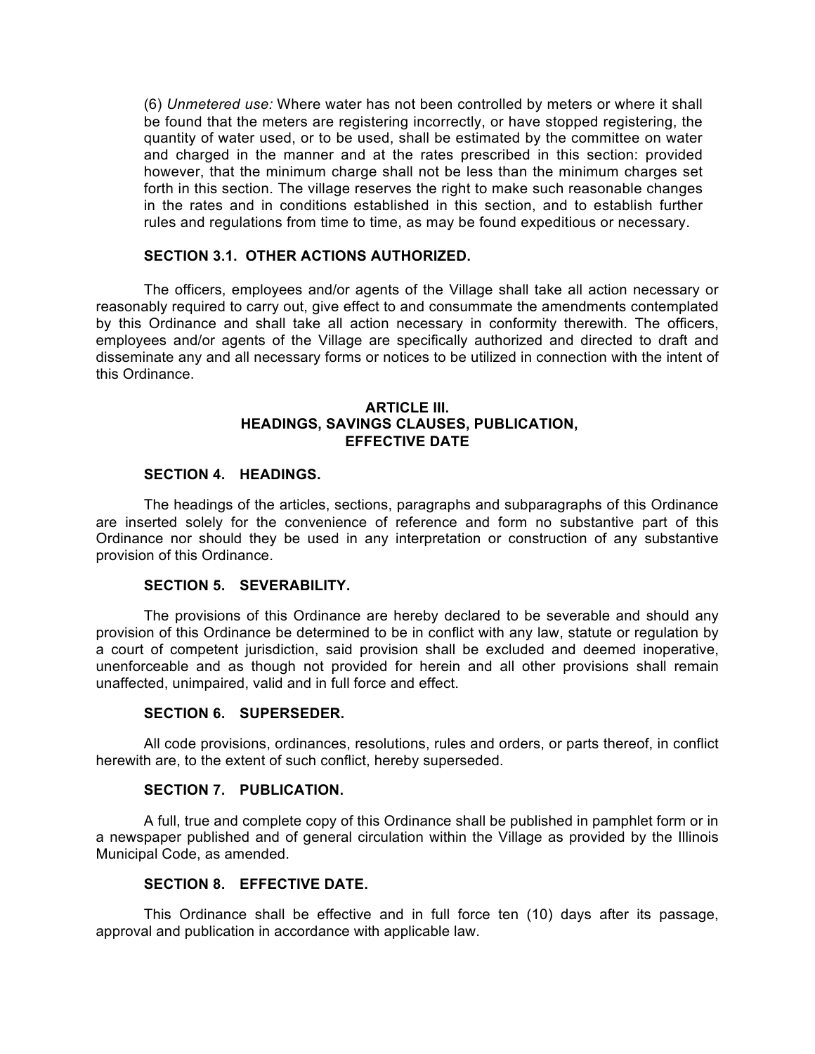(6) *Unmetered use:* Where water has not been controlled by meters or where it shall be found that the meters are registering incorrectly, or have stopped registering, the quantity of water used, or to be used, shall be estimated by the committee on water and charged in the manner and at the rates prescribed in this section: provided however, that the minimum charge shall not be less than the minimum charges set forth in this section. The village reserves the right to make such reasonable changes in the rates and in conditions established in this section, and to establish further rules and regulations from time to time, as may be found expeditious or necessary.

**SECTION 3.1. OTHER ACTIONS AUTHORIZED.**

The officers, employees and/or agents of the Village shall take all action necessary or reasonably required to carry out, give effect to and consummate the amendments contemplated by this Ordinance and shall take all action necessary in conformity therewith. The officers, employees and/or agents of the Village are specifically authorized and directed to draft and disseminate any and all necessary forms or notices to be utilized in connection with the intent of this Ordinance.

## ARTICLE III. HEADINGS, SAVINGS CLAUSES, PUBLICATION, EFFECTIVE DATE

**SECTION 4. HEADINGS.**

The headings of the articles, sections, paragraphs and subparagraphs of this Ordinance are inserted solely for the convenience of reference and form no substantive part of this Ordinance nor should they be used in any interpretation or construction of any substantive provision of this Ordinance.

**SECTION 5. SEVERABILITY.**

The provisions of this Ordinance are hereby declared to be severable and should any provision of this Ordinance be determined to be in conflict with any law, statute or regulation by a court of competent jurisdiction, said provision shall be excluded and deemed inoperative, unenforceable and as though not provided for herein and all other provisions shall remain unaffected, unimpaired, valid and in full force and effect.

**SECTION 6. SUPERSEDER.**

All code provisions, ordinances, resolutions, rules and orders, or parts thereof, in conflict herewith are, to the extent of such conflict, hereby superseded.

**SECTION 7. PUBLICATION.**

A full, true and complete copy of this Ordinance shall be published in pamphlet form or in a newspaper published and of general circulation within the Village as provided by the Illinois Municipal Code, as amended.

**SECTION 8. EFFECTIVE DATE.**

This Ordinance shall be effective and in full force ten (10) days after its passage, approval and publication in accordance with applicable law.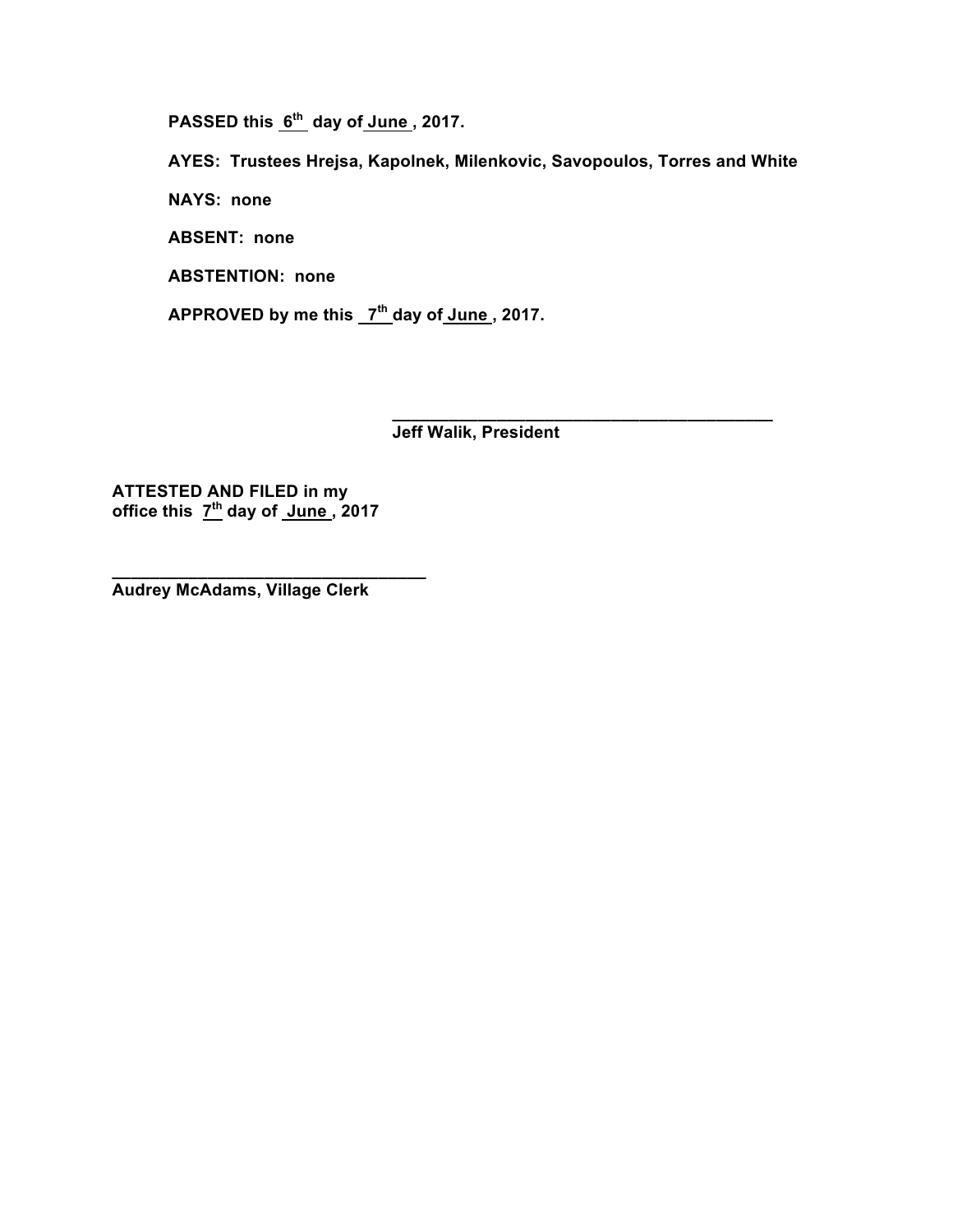**PASSED this 6th day of June , 2017.**

**AYES: Trustees Hrejsa, Kapolnek, Milenkovic, Savopoulos, Torres and White**

**NAYS: none**

**ABSENT: none**

**ABSTENTION: none**

**APPROVED by me this 7th day of June , 2017.**

\_\_\_\_\_\_\_\_\_\_\_\_\_\_\_\_\_\_\_\_\_\_\_\_\_\_\_\_\_\_\_\_\_\_\_\_\_\_\_\_\_\_\_
**Jeff Walik, President**

**ATTESTED AND FILED in my office this 7th day of June , 2017**

\_\_\_\_\_\_\_\_\_\_\_\_\_\_\_\_\_\_\_\_\_\_\_\_\_\_\_\_\_\_\_\_\_\_\_
**Audrey McAdams, Village Clerk**